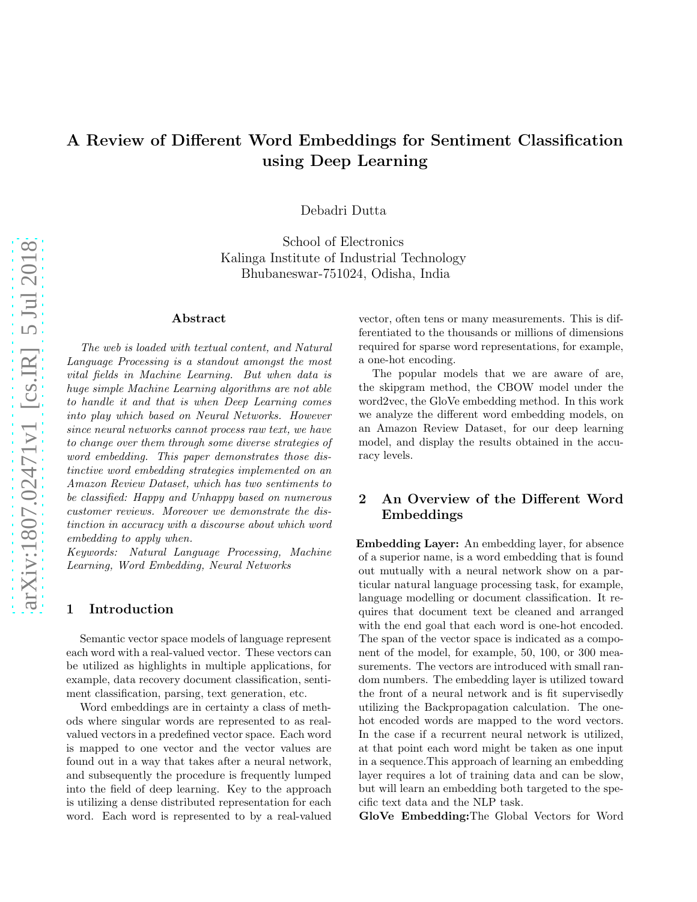# A Review of Different Word Embeddings for Sentiment Classification using Deep Learning

Debadri Dutta

School of Electronics
Kalinga Institute of Industrial Technology
Bhubaneswar-751024, Odisha, India

## Abstract

*The web is loaded with textual content, and Natural Language Processing is a standout amongst the most vital fields in Machine Learning. But when data is huge simple Machine Learning algorithms are not able to handle it and that is when Deep Learning comes into play which based on Neural Networks. However since neural networks cannot process raw text, we have to change over them through some diverse strategies of word embedding. This paper demonstrates those distinctive word embedding strategies implemented on an Amazon Review Dataset, which has two sentiments to be classified: Happy and Unhappy based on numerous customer reviews. Moreover we demonstrate the distinction in accuracy with a discourse about which word embedding to apply when.*

*Keywords: Natural Language Processing, Machine Learning, Word Embedding, Neural Networks*

## 1 Introduction

Semantic vector space models of language represent each word with a real-valued vector. These vectors can be utilized as highlights in multiple applications, for example, data recovery document classification, sentiment classification, parsing, text generation, etc.

Word embeddings are in certainty a class of methods where singular words are represented to as real-valued vectors in a predefined vector space. Each word is mapped to one vector and the vector values are found out in a way that takes after a neural network, and subsequently the procedure is frequently lumped into the field of deep learning. Key to the approach is utilizing a dense distributed representation for each word. Each word is represented to by a real-valued vector, often tens or many measurements. This is differentiated to the thousands or millions of dimensions required for sparse word representations, for example, a one-hot encoding.

The popular models that we are aware of are, the skipgram method, the CBOW model under the word2vec, the GloVe embedding method. In this work we analyze the different word embedding models, on an Amazon Review Dataset, for our deep learning model, and display the results obtained in the accuracy levels.

## 2 An Overview of the Different Word Embeddings

**Embedding Layer:** An embedding layer, for absence of a superior name, is a word embedding that is found out mutually with a neural network show on a particular natural language processing task, for example, language modelling or document classification. It requires that document text be cleaned and arranged with the end goal that each word is one-hot encoded. The span of the vector space is indicated as a component of the model, for example, 50, 100, or 300 measurements. The vectors are introduced with small random numbers. The embedding layer is utilized toward the front of a neural network and is fit supervisedly utilizing the Backpropagation calculation. The one-hot encoded words are mapped to the word vectors. In the case if a recurrent neural network is utilized, at that point each word might be taken as one input in a sequence.This approach of learning an embedding layer requires a lot of training data and can be slow, but will learn an embedding both targeted to the specific text data and the NLP task.

**GloVe Embedding:**The Global Vectors for Word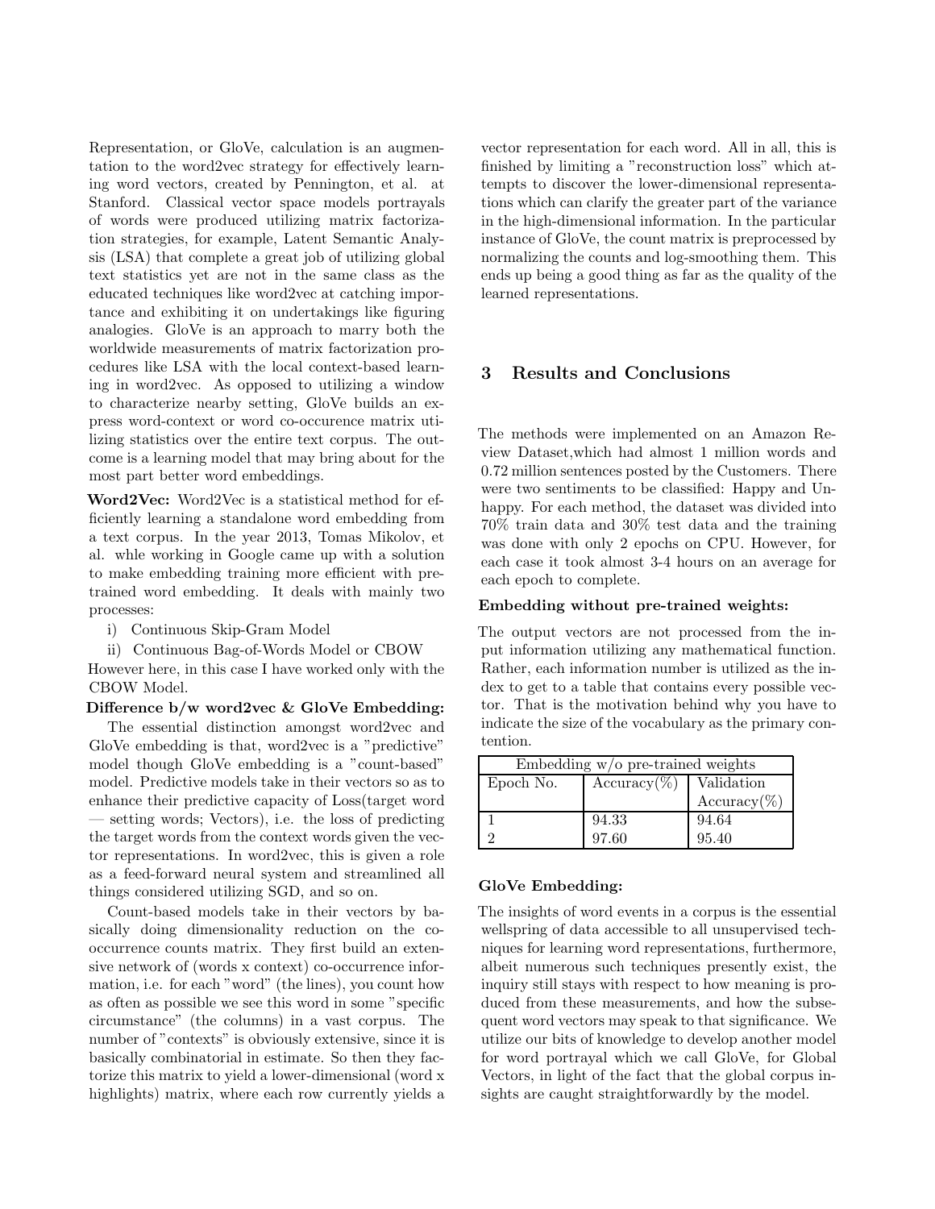Representation, or GloVe, calculation is an augmentation to the word2vec strategy for effectively learning word vectors, created by Pennington, et al. at Stanford. Classical vector space models portrayals of words were produced utilizing matrix factorization strategies, for example, Latent Semantic Analysis (LSA) that complete a great job of utilizing global text statistics yet are not in the same class as the educated techniques like word2vec at catching importance and exhibiting it on undertakings like figuring analogies. GloVe is an approach to marry both the worldwide measurements of matrix factorization procedures like LSA with the local context-based learning in word2vec. As opposed to utilizing a window to characterize nearby setting, GloVe builds an express word-context or word co-occurence matrix utilizing statistics over the entire text corpus. The outcome is a learning model that may bring about for the most part better word embeddings.

**Word2Vec:** Word2Vec is a statistical method for efficiently learning a standalone word embedding from a text corpus. In the year 2013, Tomas Mikolov, et al. whle working in Google came up with a solution to make embedding training more efficient with pre-trained word embedding. It deals with mainly two processes:

i) Continuous Skip-Gram Model

ii) Continuous Bag-of-Words Model or CBOW

However here, in this case I have worked only with the CBOW Model.

**Difference b/w word2vec & GloVe Embedding:**

The essential distinction amongst word2vec and GloVe embedding is that, word2vec is a "predictive" model though GloVe embedding is a "count-based" model. Predictive models take in their vectors so as to enhance their predictive capacity of Loss(target word — setting words; Vectors), i.e. the loss of predicting the target words from the context words given the vector representations. In word2vec, this is given a role as a feed-forward neural system and streamlined all things considered utilizing SGD, and so on.

Count-based models take in their vectors by basically doing dimensionality reduction on the co-occurrence counts matrix. They first build an extensive network of (words x context) co-occurrence information, i.e. for each "word" (the lines), you count how as often as possible we see this word in some "specific circumstance" (the columns) in a vast corpus. The number of "contexts" is obviously extensive, since it is basically combinatorial in estimate. So then they factorize this matrix to yield a lower-dimensional (word x highlights) matrix, where each row currently yields a vector representation for each word. All in all, this is finished by limiting a "reconstruction loss" which attempts to discover the lower-dimensional representations which can clarify the greater part of the variance in the high-dimensional information. In the particular instance of GloVe, the count matrix is preprocessed by normalizing the counts and log-smoothing them. This ends up being a good thing as far as the quality of the learned representations.

## 3 Results and Conclusions

The methods were implemented on an Amazon Review Dataset,which had almost 1 million words and 0.72 million sentences posted by the Customers. There were two sentiments to be classified: Happy and Unhappy. For each method, the dataset was divided into 70% train data and 30% test data and the training was done with only 2 epochs on CPU. However, for each case it took almost 3-4 hours on an average for each epoch to complete.

**Embedding without pre-trained weights:**

The output vectors are not processed from the input information utilizing any mathematical function. Rather, each information number is utilized as the index to get to a table that contains every possible vector. That is the motivation behind why you have to indicate the size of the vocabulary as the primary contention.

| Embedding w/o pre-trained weights | | |
|---|---|---|
| Epoch No. | Accuracy(%) | Validation Accuracy(%) |
| 1 | 94.33 | 94.64 |
| 2 | 97.60 | 95.40 |

**GloVe Embedding:**

The insights of word events in a corpus is the essential wellspring of data accessible to all unsupervised techniques for learning word representations, furthermore, albeit numerous such techniques presently exist, the inquiry still stays with respect to how meaning is produced from these measurements, and how the subsequent word vectors may speak to that significance. We utilize our bits of knowledge to develop another model for word portrayal which we call GloVe, for Global Vectors, in light of the fact that the global corpus insights are caught straightforwardly by the model.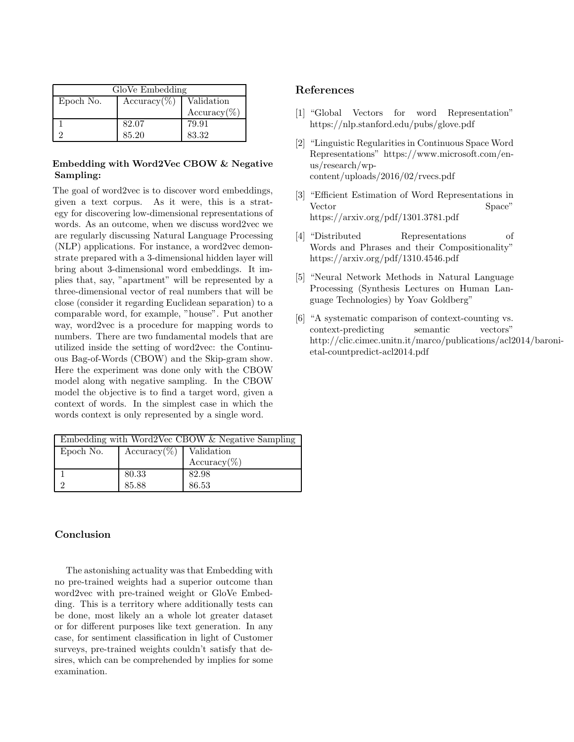| GloVe Embedding | | |
|---|---|---|
| Epoch No. | Accuracy(%) | Validation Accuracy(%) |
| 1 | 82.07 | 79.91 |
| 2 | 85.20 | 83.32 |

### Embedding with Word2Vec CBOW & Negative Sampling:

The goal of word2vec is to discover word embeddings, given a text corpus. As it were, this is a strategy for discovering low-dimensional representations of words. As an outcome, when we discuss word2vec we are regularly discussing Natural Language Processing (NLP) applications. For instance, a word2vec demonstrate prepared with a 3-dimensional hidden layer will bring about 3-dimensional word embeddings. It implies that, say, "apartment" will be represented by a three-dimensional vector of real numbers that will be close (consider it regarding Euclidean separation) to a comparable word, for example, "house". Put another way, word2vec is a procedure for mapping words to numbers. There are two fundamental models that are utilized inside the setting of word2vec: the Continuous Bag-of-Words (CBOW) and the Skip-gram show. Here the experiment was done only with the CBOW model along with negative sampling. In the CBOW model the objective is to find a target word, given a context of words. In the simplest case in which the words context is only represented by a single word.

| Embedding with Word2Vec CBOW & Negative Sampling | | |
|---|---|---|
| Epoch No. | Accuracy(%) | Validation Accuracy(%) |
| 1 | 80.33 | 82.98 |
| 2 | 85.88 | 86.53 |

## Conclusion

The astonishing actuality was that Embedding with no pre-trained weights had a superior outcome than word2vec with pre-trained weight or GloVe Embedding. This is a territory where additionally tests can be done, most likely an a whole lot greater dataset or for different purposes like text generation. In any case, for sentiment classification in light of Customer surveys, pre-trained weights couldn't satisfy that desires, which can be comprehended by implies for some examination.

## References

[1] "Global Vectors for word Representation" https://nlp.stanford.edu/pubs/glove.pdf

[2] "Linguistic Regularities in Continuous Space Word Representations" https://www.microsoft.com/en-us/research/wp-content/uploads/2016/02/rvecs.pdf

[3] "Efficient Estimation of Word Representations in Vector Space" https://arxiv.org/pdf/1301.3781.pdf

[4] "Distributed Representations of Words and Phrases and their Compositionality" https://arxiv.org/pdf/1310.4546.pdf

[5] "Neural Network Methods in Natural Language Processing (Synthesis Lectures on Human Language Technologies) by Yoav Goldberg"

[6] "A systematic comparison of context-counting vs. context-predicting semantic vectors" http://clic.cimec.unitn.it/marco/publications/acl2014/baroni-etal-countpredict-acl2014.pdf